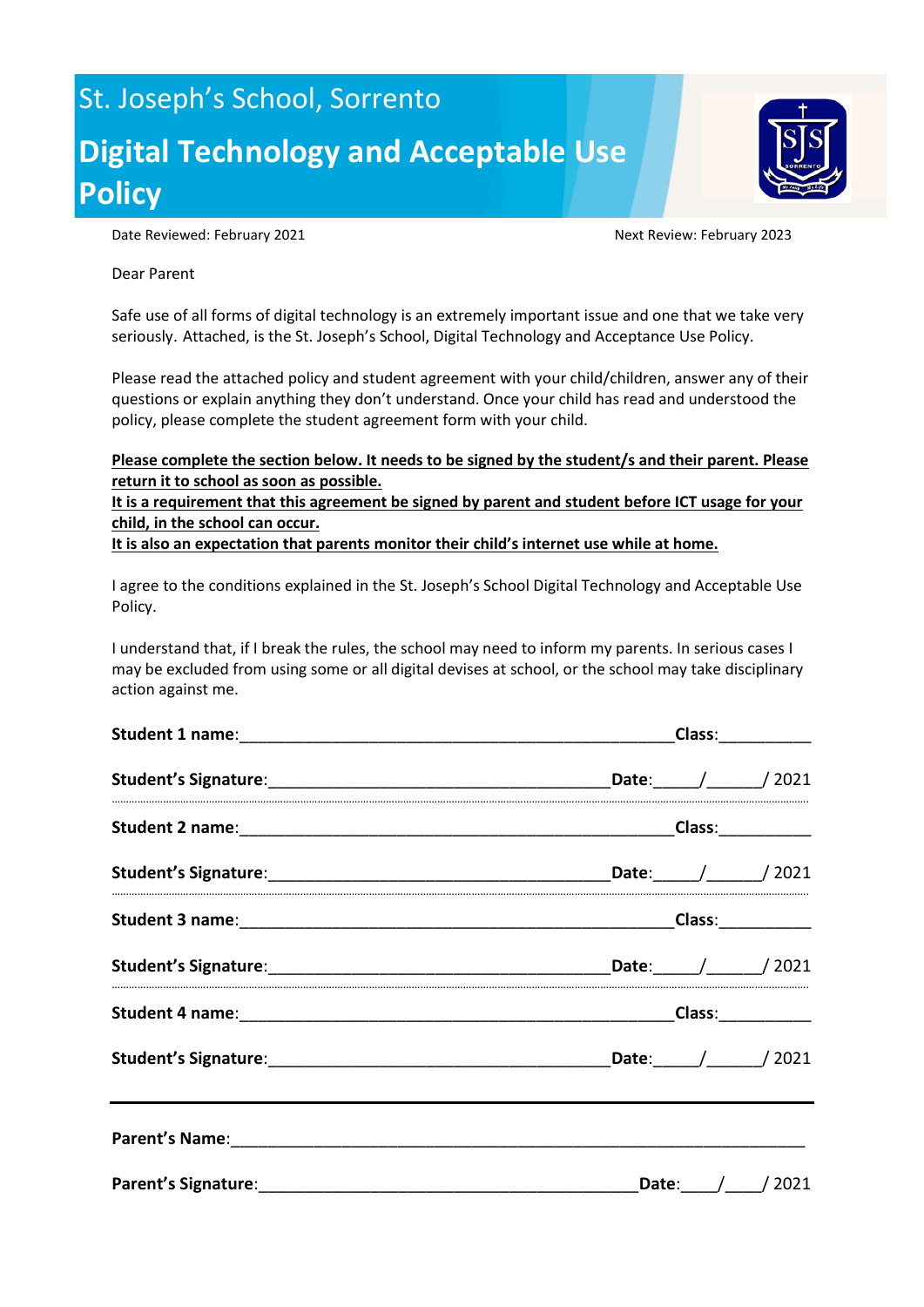St. Joseph's School, Sorrento

# Digital Technology and Acceptable Use Policy

Date Reviewed: February 2021 Next Review: February 2023

Dear Parent

Safe use of all forms of digital technology is an extremely important issue and one that we take very seriously. Attached, is the St. Joseph's School, Digital Technology and Acceptance Use Policy.

Please read the attached policy and student agreement with your child/children, answer any of their questions or explain anything they don't understand. Once your child has read and understood the policy, please complete the student agreement form with your child.

**Please complete the section below. It needs to be signed by the student/s and their parent. Please return it to school as soon as possible.**
**It is a requirement that this agreement be signed by parent and student before ICT usage for your child, in the school can occur.**
**It is also an expectation that parents monitor their child's internet use while at home.**

I agree to the conditions explained in the St. Joseph's School Digital Technology and Acceptable Use Policy.

I understand that, if I break the rules, the school may need to inform my parents. In serious cases I may be excluded from using some or all digital devises at school, or the school may take disciplinary action against me.

**Student 1 name**:_________________________________________________**Class**:__________

**Student's Signature**:______________________________________**Date**:_____/______/ 2021

**Student 2 name**:_________________________________________________**Class**:__________

**Student's Signature**:______________________________________**Date**:_____/______/ 2021

**Student 3 name**:_________________________________________________**Class**:__________

**Student's Signature**:______________________________________**Date**:_____/______/ 2021

**Student 4 name**:_________________________________________________**Class**:__________

**Student's Signature**:______________________________________**Date**:_____/______/ 2021

---

**Parent's Name**:_________________________________________________________________

**Parent's Signature**:__________________________________________**Date**:____/____/ 2021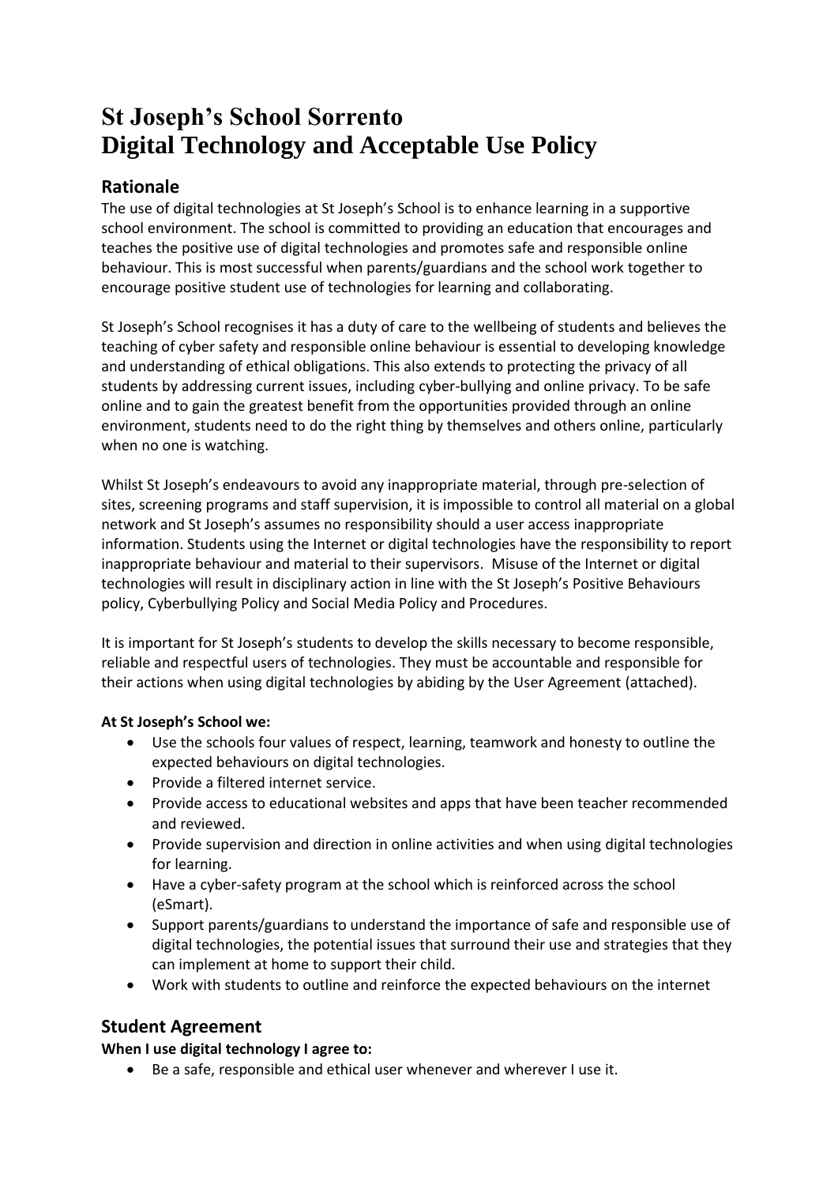# St Joseph's School Sorrento
# Digital Technology and Acceptable Use Policy

## Rationale

The use of digital technologies at St Joseph's School is to enhance learning in a supportive school environment. The school is committed to providing an education that encourages and teaches the positive use of digital technologies and promotes safe and responsible online behaviour. This is most successful when parents/guardians and the school work together to encourage positive student use of technologies for learning and collaborating.

St Joseph's School recognises it has a duty of care to the wellbeing of students and believes the teaching of cyber safety and responsible online behaviour is essential to developing knowledge and understanding of ethical obligations. This also extends to protecting the privacy of all students by addressing current issues, including cyber-bullying and online privacy. To be safe online and to gain the greatest benefit from the opportunities provided through an online environment, students need to do the right thing by themselves and others online, particularly when no one is watching.

Whilst St Joseph's endeavours to avoid any inappropriate material, through pre-selection of sites, screening programs and staff supervision, it is impossible to control all material on a global network and St Joseph's assumes no responsibility should a user access inappropriate information. Students using the Internet or digital technologies have the responsibility to report inappropriate behaviour and material to their supervisors. Misuse of the Internet or digital technologies will result in disciplinary action in line with the St Joseph's Positive Behaviours policy, Cyberbullying Policy and Social Media Policy and Procedures.

It is important for St Joseph's students to develop the skills necessary to become responsible, reliable and respectful users of technologies. They must be accountable and responsible for their actions when using digital technologies by abiding by the User Agreement (attached).

**At St Joseph's School we:**

- Use the schools four values of respect, learning, teamwork and honesty to outline the expected behaviours on digital technologies.
- Provide a filtered internet service.
- Provide access to educational websites and apps that have been teacher recommended and reviewed.
- Provide supervision and direction in online activities and when using digital technologies for learning.
- Have a cyber-safety program at the school which is reinforced across the school (eSmart).
- Support parents/guardians to understand the importance of safe and responsible use of digital technologies, the potential issues that surround their use and strategies that they can implement at home to support their child.
- Work with students to outline and reinforce the expected behaviours on the internet

## Student Agreement

**When I use digital technology I agree to:**

- Be a safe, responsible and ethical user whenever and wherever I use it.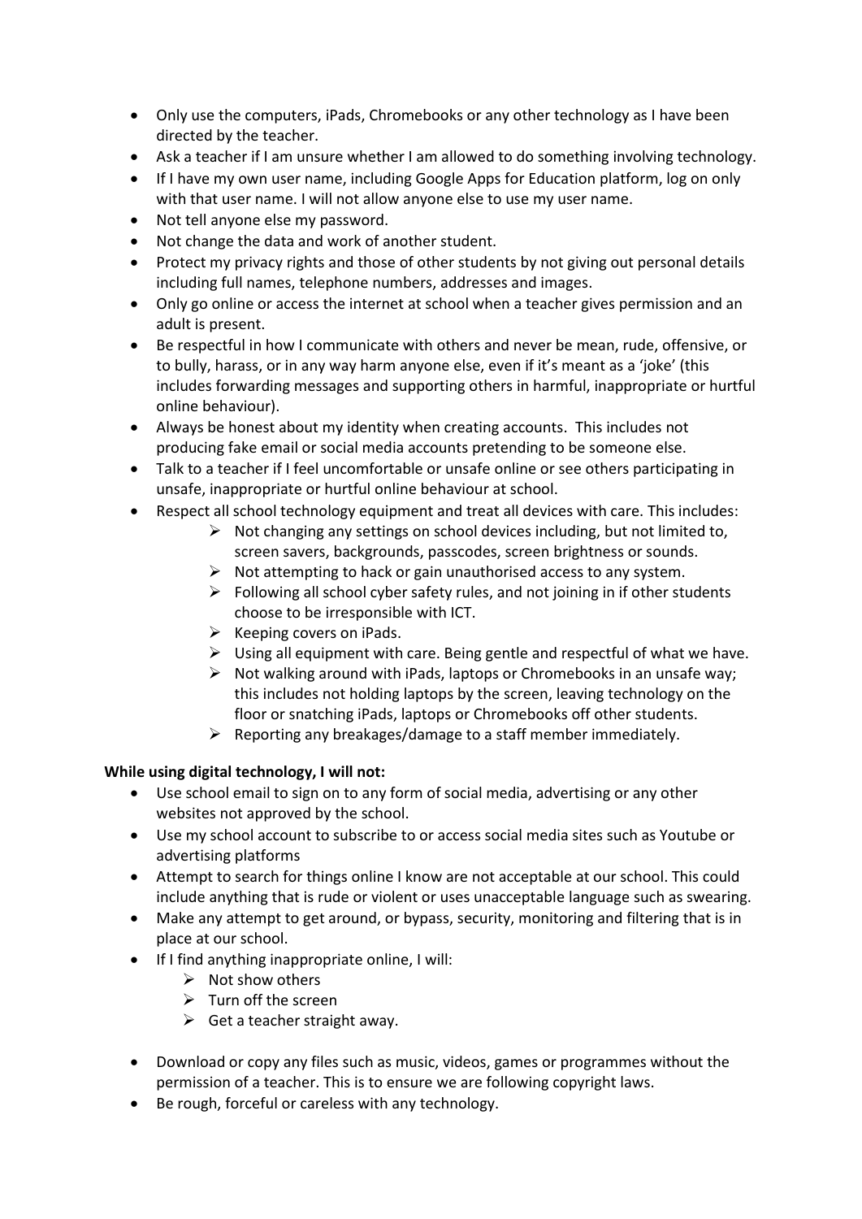- Only use the computers, iPads, Chromebooks or any other technology as I have been directed by the teacher.
- Ask a teacher if I am unsure whether I am allowed to do something involving technology.
- If I have my own user name, including Google Apps for Education platform, log on only with that user name. I will not allow anyone else to use my user name.
- Not tell anyone else my password.
- Not change the data and work of another student.
- Protect my privacy rights and those of other students by not giving out personal details including full names, telephone numbers, addresses and images.
- Only go online or access the internet at school when a teacher gives permission and an adult is present.
- Be respectful in how I communicate with others and never be mean, rude, offensive, or to bully, harass, or in any way harm anyone else, even if it's meant as a 'joke' (this includes forwarding messages and supporting others in harmful, inappropriate or hurtful online behaviour).
- Always be honest about my identity when creating accounts. This includes not producing fake email or social media accounts pretending to be someone else.
- Talk to a teacher if I feel uncomfortable or unsafe online or see others participating in unsafe, inappropriate or hurtful online behaviour at school.
- Respect all school technology equipment and treat all devices with care. This includes:
    - Not changing any settings on school devices including, but not limited to, screen savers, backgrounds, passcodes, screen brightness or sounds.
    - Not attempting to hack or gain unauthorised access to any system.
    - Following all school cyber safety rules, and not joining in if other students choose to be irresponsible with ICT.
    - Keeping covers on iPads.
    - Using all equipment with care. Being gentle and respectful of what we have.
    - Not walking around with iPads, laptops or Chromebooks in an unsafe way; this includes not holding laptops by the screen, leaving technology on the floor or snatching iPads, laptops or Chromebooks off other students.
    - Reporting any breakages/damage to a staff member immediately.

**While using digital technology, I will not:**

- Use school email to sign on to any form of social media, advertising or any other websites not approved by the school.
- Use my school account to subscribe to or access social media sites such as Youtube or advertising platforms
- Attempt to search for things online I know are not acceptable at our school. This could include anything that is rude or violent or uses unacceptable language such as swearing.
- Make any attempt to get around, or bypass, security, monitoring and filtering that is in place at our school.
- If I find anything inappropriate online, I will:
    - Not show others
    - Turn off the screen
    - Get a teacher straight away.
- Download or copy any files such as music, videos, games or programmes without the permission of a teacher. This is to ensure we are following copyright laws.
- Be rough, forceful or careless with any technology.